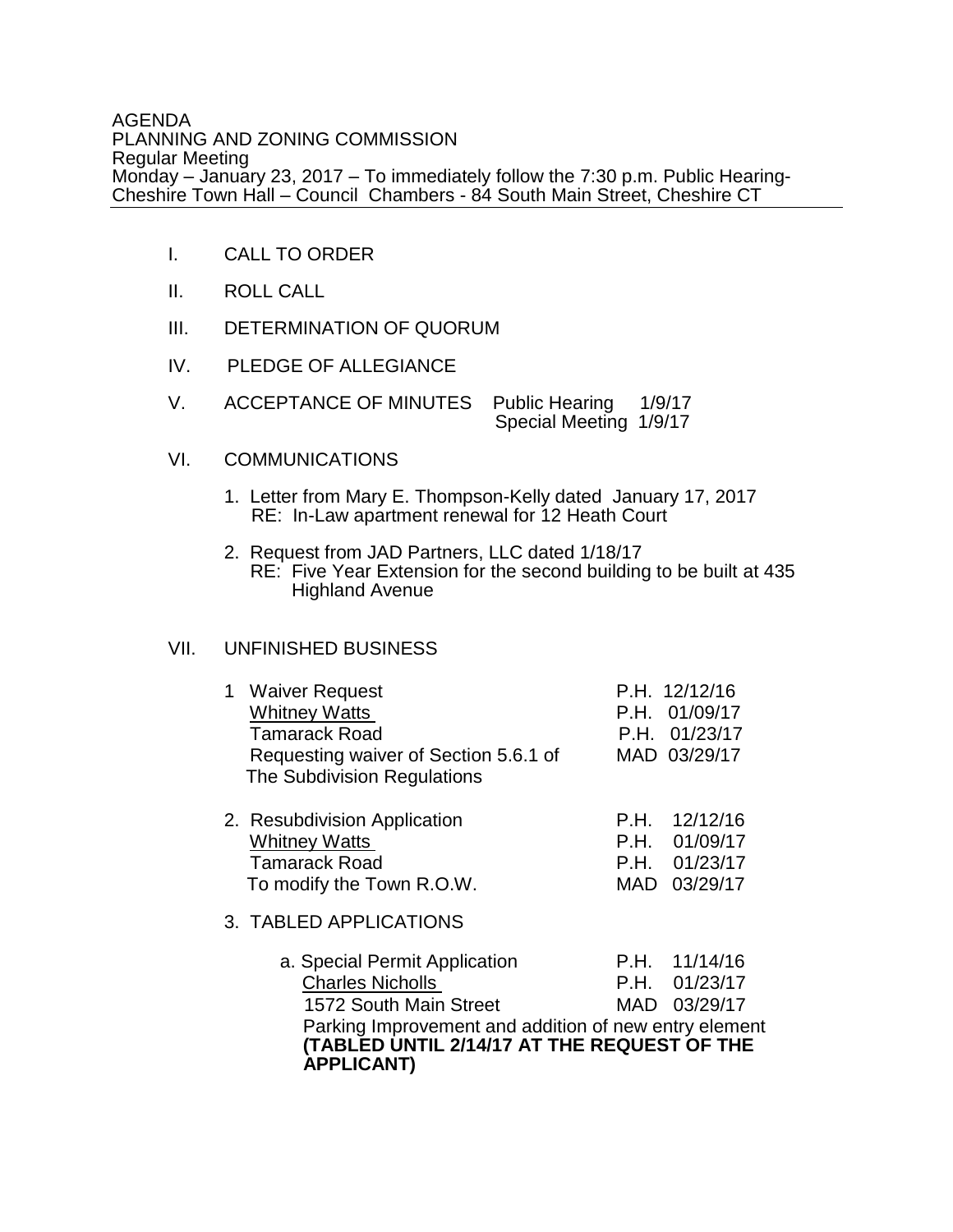AGENDA
PLANNING AND ZONING COMMISSION
Regular Meeting
Monday – January 23, 2017 – To immediately follow the 7:30 p.m. Public Hearing-
Cheshire Town Hall – Council Chambers - 84 South Main Street, Cheshire CT

---

I. CALL TO ORDER

II. ROLL CALL

III. DETERMINATION OF QUORUM

IV. PLEDGE OF ALLEGIANCE

V. ACCEPTANCE OF MINUTES Public Hearing 1/9/17
Special Meeting 1/9/17

VI. COMMUNICATIONS

1. Letter from Mary E. Thompson-Kelly dated January 17, 2017
   RE: In-Law apartment renewal for 12 Heath Court

2. Request from JAD Partners, LLC dated 1/18/17
   RE: Five Year Extension for the second building to be built at 435 Highland Avenue

VII. UNFINISHED BUSINESS

1 Waiver Request — P.H. 12/12/16
  Whitney Watts — P.H. 01/09/17
  Tamarack Road — P.H. 01/23/17
  Requesting waiver of Section 5.6.1 of — MAD 03/29/17
  The Subdivision Regulations

2. Resubdivision Application — P.H. 12/12/16
   Whitney Watts — P.H. 01/09/17
   Tamarack Road — P.H. 01/23/17
   To modify the Town R.O.W. — MAD 03/29/17

3. TABLED APPLICATIONS

   a. Special Permit Application — P.H. 11/14/16
      Charles Nicholls — P.H. 01/23/17
      1572 South Main Street — MAD 03/29/17
      Parking Improvement and addition of new entry element
      **(TABLED UNTIL 2/14/17 AT THE REQUEST OF THE APPLICANT)**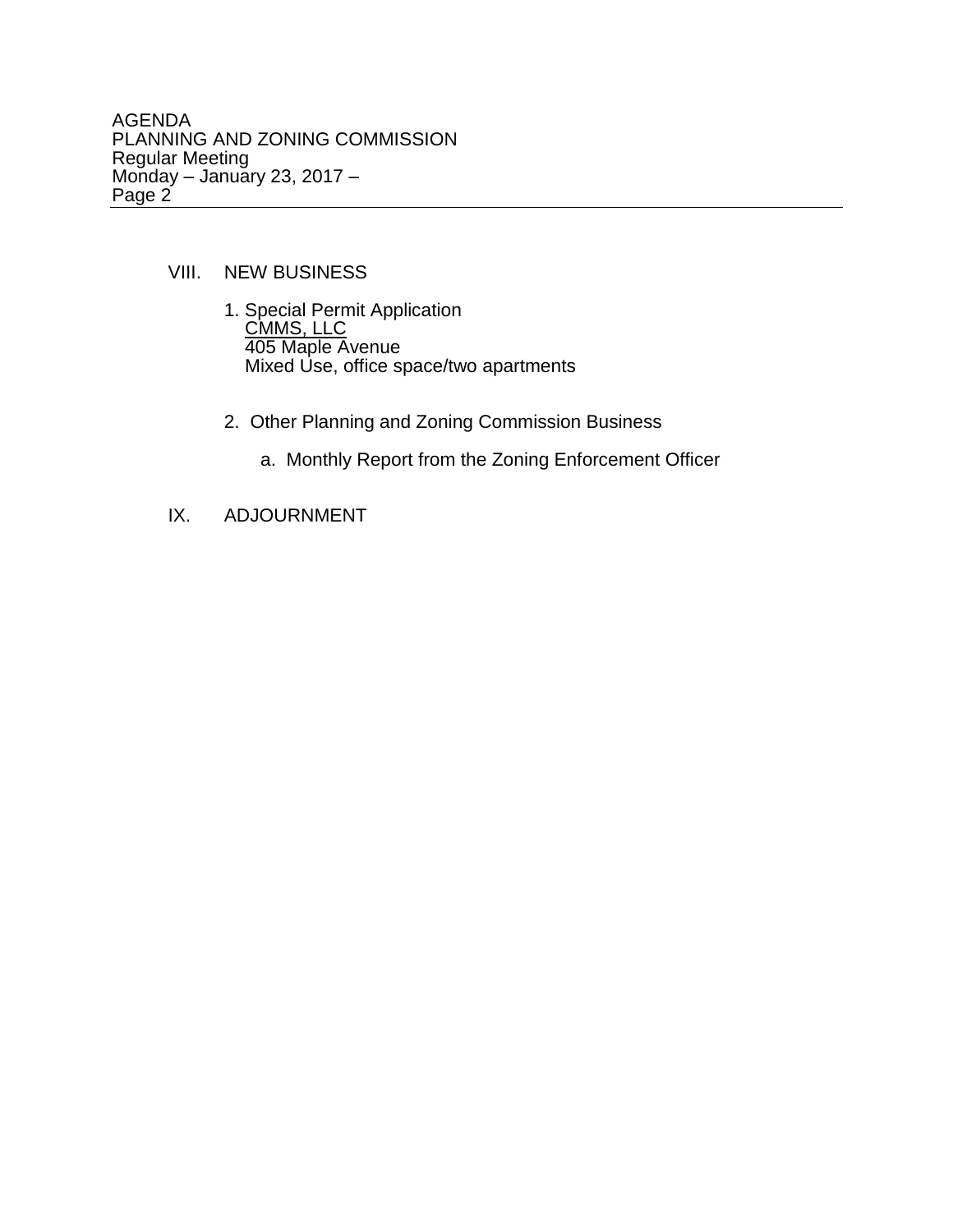VIII. NEW BUSINESS

1. Special Permit Application
   CMMS, LLC
   405 Maple Avenue
   Mixed Use, office space/two apartments

2. Other Planning and Zoning Commission Business

   a. Monthly Report from the Zoning Enforcement Officer

IX. ADJOURNMENT